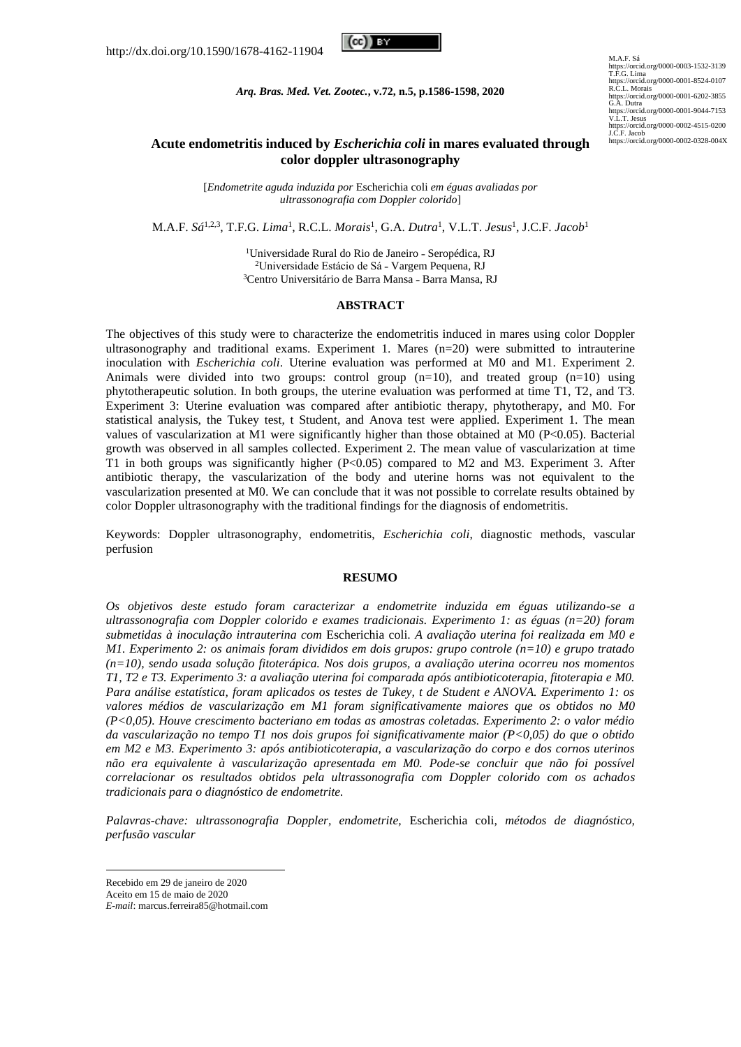http://dx.doi.org/10.1590/1678-4162-11904

M.A.F. Sá
https://orcid.org/0000-0003-1532-3139
T.F.G. Lima
https://orcid.org/0000-0001-8524-0107
R.C.L. Morais
https://orcid.org/0000-0001-6202-3855
G.A. Dutra
https://orcid.org/0000-0001-9044-7153
V.L.T. Jesus
https://orcid.org/0000-0002-4515-0200
J.C.F. Jacob
https://orcid.org/0000-0002-0328-004X

# Acute endometritis induced by *Escherichia coli* in mares evaluated through color doppler ultrasonography

[*Endometrite aguda induzida por* Escherichia coli *em éguas avaliadas por ultrassonografia com Doppler colorido*]

M.A.F. *Sá*[1,2,3], T.F.G. *Lima*[1], R.C.L. *Morais*[1], G.A. *Dutra*[1], V.L.T. *Jesus*[1], J.C.F. *Jacob*[1]

[1]Universidade Rural do Rio de Janeiro - Seropédica, RJ
[2]Universidade Estácio de Sá - Vargem Pequena, RJ
[3]Centro Universitário de Barra Mansa - Barra Mansa, RJ

## ABSTRACT

The objectives of this study were to characterize the endometritis induced in mares using color Doppler ultrasonography and traditional exams. Experiment 1. Mares (n=20) were submitted to intrauterine inoculation with *Escherichia coli*. Uterine evaluation was performed at M0 and M1. Experiment 2. Animals were divided into two groups: control group (n=10), and treated group (n=10) using phytotherapeutic solution. In both groups, the uterine evaluation was performed at time T1, T2, and T3. Experiment 3: Uterine evaluation was compared after antibiotic therapy, phytotherapy, and M0. For statistical analysis, the Tukey test, t Student, and Anova test were applied. Experiment 1. The mean values of vascularization at M1 were significantly higher than those obtained at M0 ($P<0.05$). Bacterial growth was observed in all samples collected. Experiment 2. The mean value of vascularization at time T1 in both groups was significantly higher ($P<0.05$) compared to M2 and M3. Experiment 3. After antibiotic therapy, the vascularization of the body and uterine horns was not equivalent to the vascularization presented at M0. We can conclude that it was not possible to correlate results obtained by color Doppler ultrasonography with the traditional findings for the diagnosis of endometritis.

Keywords: Doppler ultrasonography, endometritis, *Escherichia coli*, diagnostic methods, vascular perfusion

## RESUMO

*Os objetivos deste estudo foram caracterizar a endometrite induzida em éguas utilizando-se a ultrassonografia com Doppler colorido e exames tradicionais. Experimento 1: as éguas (n=20) foram submetidas à inoculação intrauterina com* Escherichia coli. *A avaliação uterina foi realizada em M0 e M1. Experimento 2: os animais foram divididos em dois grupos: grupo controle (n=10) e grupo tratado (n=10), sendo usada solução fitoterápica. Nos dois grupos, a avaliação uterina ocorreu nos momentos T1, T2 e T3. Experimento 3: a avaliação uterina foi comparada após antibioticoterapia, fitoterapia e M0. Para análise estatística, foram aplicados os testes de Tukey, t de Student e ANOVA. Experimento 1: os valores médios de vascularização em M1 foram significativamente maiores que os obtidos no M0 ($P<0,05$). Houve crescimento bacteriano em todas as amostras coletadas. Experimento 2: o valor médio da vascularização no tempo T1 nos dois grupos foi significativamente maior ($P<0,05$) do que o obtido em M2 e M3. Experimento 3: após antibioticoterapia, a vascularização do corpo e dos cornos uterinos não era equivalente à vascularização apresentada em M0. Pode-se concluir que não foi possível correlacionar os resultados obtidos pela ultrassonografia com Doppler colorido com os achados tradicionais para o diagnóstico de endometrite.*

*Palavras-chave: ultrassonografia Doppler, endometrite,* Escherichia coli, *métodos de diagnóstico, perfusão vascular*

Recebido em 29 de janeiro de 2020
Aceito em 15 de maio de 2020
*E-mail*: marcus.ferreira85@hotmail.com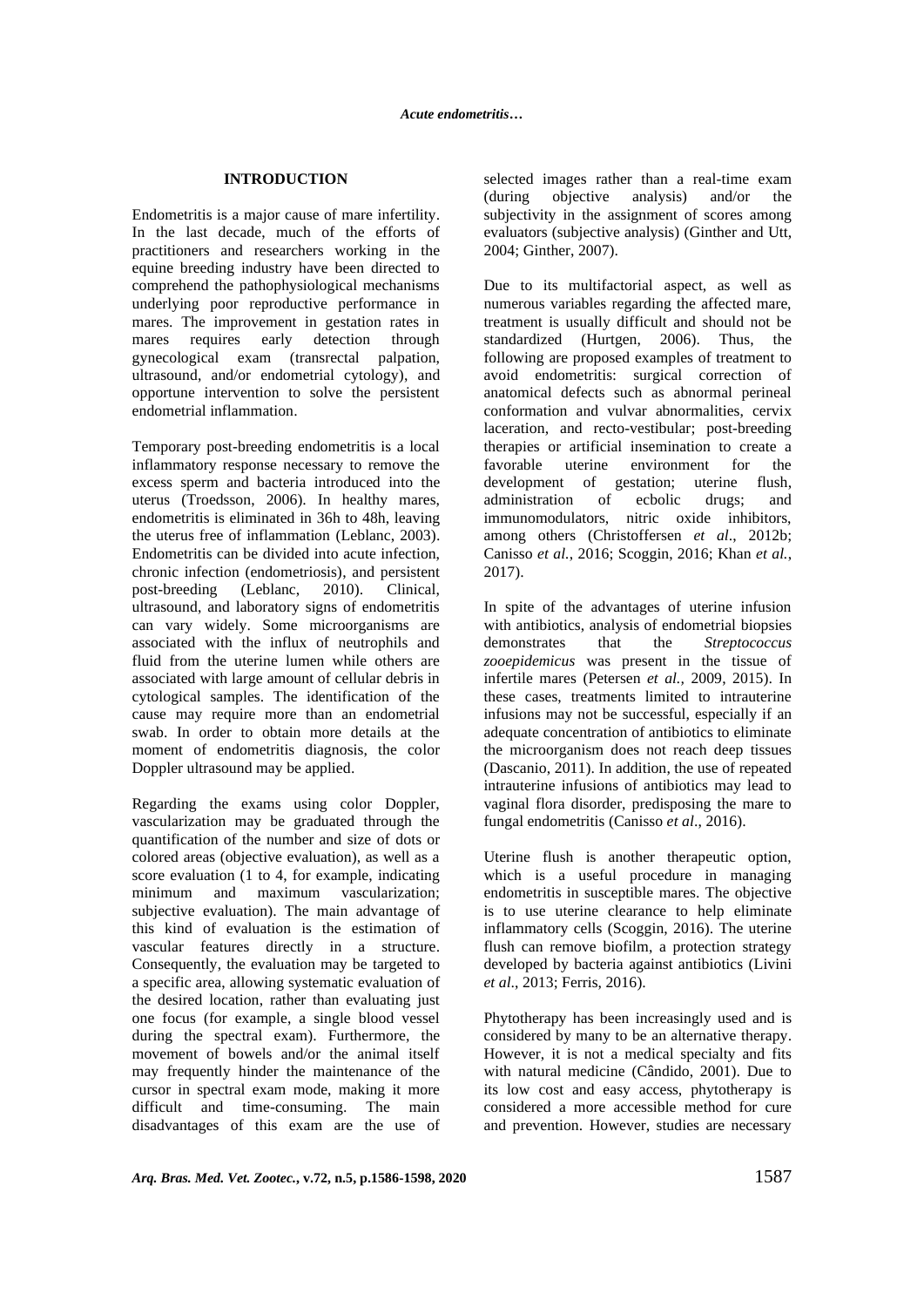## INTRODUCTION

Endometritis is a major cause of mare infertility. In the last decade, much of the efforts of practitioners and researchers working in the equine breeding industry have been directed to comprehend the pathophysiological mechanisms underlying poor reproductive performance in mares. The improvement in gestation rates in mares requires early detection through gynecological exam (transrectal palpation, ultrasound, and/or endometrial cytology), and opportune intervention to solve the persistent endometrial inflammation.

Temporary post-breeding endometritis is a local inflammatory response necessary to remove the excess sperm and bacteria introduced into the uterus (Troedsson, 2006). In healthy mares, endometritis is eliminated in 36h to 48h, leaving the uterus free of inflammation (Leblanc, 2003). Endometritis can be divided into acute infection, chronic infection (endometriosis), and persistent post-breeding (Leblanc, 2010). Clinical, ultrasound, and laboratory signs of endometritis can vary widely. Some microorganisms are associated with the influx of neutrophils and fluid from the uterine lumen while others are associated with large amount of cellular debris in cytological samples. The identification of the cause may require more than an endometrial swab. In order to obtain more details at the moment of endometritis diagnosis, the color Doppler ultrasound may be applied.

Regarding the exams using color Doppler, vascularization may be graduated through the quantification of the number and size of dots or colored areas (objective evaluation), as well as a score evaluation (1 to 4, for example, indicating minimum and maximum vascularization; subjective evaluation). The main advantage of this kind of evaluation is the estimation of vascular features directly in a structure. Consequently, the evaluation may be targeted to a specific area, allowing systematic evaluation of the desired location, rather than evaluating just one focus (for example, a single blood vessel during the spectral exam). Furthermore, the movement of bowels and/or the animal itself may frequently hinder the maintenance of the cursor in spectral exam mode, making it more difficult and time-consuming. The main disadvantages of this exam are the use of selected images rather than a real-time exam (during objective analysis) and/or the subjectivity in the assignment of scores among evaluators (subjective analysis) (Ginther and Utt, 2004; Ginther, 2007).

Due to its multifactorial aspect, as well as numerous variables regarding the affected mare, treatment is usually difficult and should not be standardized (Hurtgen, 2006). Thus, the following are proposed examples of treatment to avoid endometritis: surgical correction of anatomical defects such as abnormal perineal conformation and vulvar abnormalities, cervix laceration, and recto-vestibular; post-breeding therapies or artificial insemination to create a favorable uterine environment for the development of gestation; uterine flush, administration of ecbolic drugs; and immunomodulators, nitric oxide inhibitors, among others (Christoffersen *et al*., 2012b; Canisso *et al.*, 2016; Scoggin, 2016; Khan *et al.*, 2017).

In spite of the advantages of uterine infusion with antibiotics, analysis of endometrial biopsies demonstrates that the *Streptococcus zooepidemicus* was present in the tissue of infertile mares (Petersen *et al.*, 2009, 2015). In these cases, treatments limited to intrauterine infusions may not be successful, especially if an adequate concentration of antibiotics to eliminate the microorganism does not reach deep tissues (Dascanio, 2011). In addition, the use of repeated intrauterine infusions of antibiotics may lead to vaginal flora disorder, predisposing the mare to fungal endometritis (Canisso *et al*., 2016).

Uterine flush is another therapeutic option, which is a useful procedure in managing endometritis in susceptible mares. The objective is to use uterine clearance to help eliminate inflammatory cells (Scoggin, 2016). The uterine flush can remove biofilm, a protection strategy developed by bacteria against antibiotics (Livini *et al*., 2013; Ferris, 2016).

Phytotherapy has been increasingly used and is considered by many to be an alternative therapy. However, it is not a medical specialty and fits with natural medicine (Cândido, 2001). Due to its low cost and easy access, phytotherapy is considered a more accessible method for cure and prevention. However, studies are necessary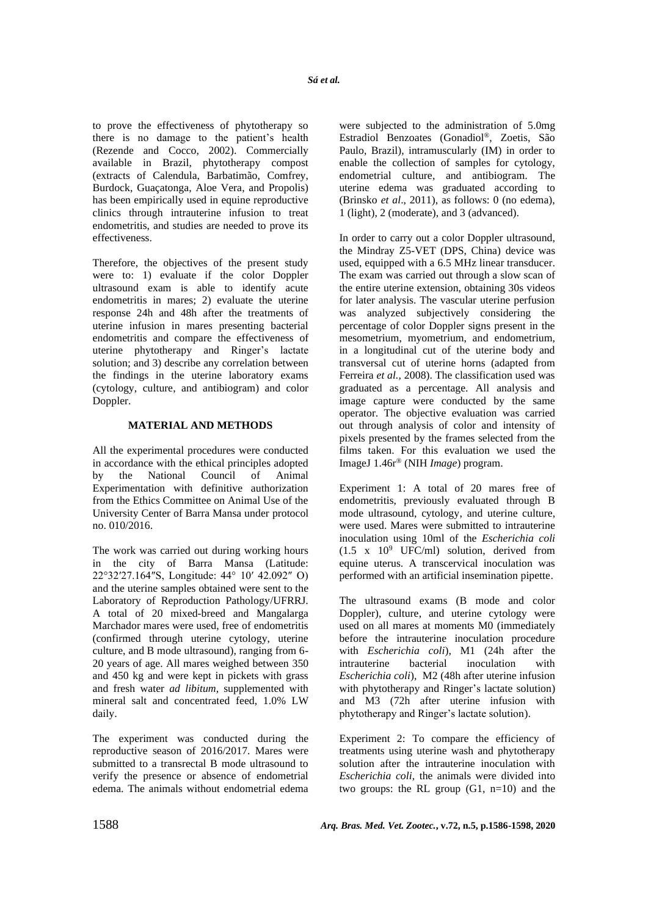to prove the effectiveness of phytotherapy so there is no damage to the patient's health (Rezende and Cocco, 2002). Commercially available in Brazil, phytotherapy compost (extracts of Calendula, Barbatimão, Comfrey, Burdock, Guaçatonga, Aloe Vera, and Propolis) has been empirically used in equine reproductive clinics through intrauterine infusion to treat endometritis, and studies are needed to prove its effectiveness.

Therefore, the objectives of the present study were to: 1) evaluate if the color Doppler ultrasound exam is able to identify acute endometritis in mares; 2) evaluate the uterine response 24h and 48h after the treatments of uterine infusion in mares presenting bacterial endometritis and compare the effectiveness of uterine phytotherapy and Ringer's lactate solution; and 3) describe any correlation between the findings in the uterine laboratory exams (cytology, culture, and antibiogram) and color Doppler.

## MATERIAL AND METHODS

All the experimental procedures were conducted in accordance with the ethical principles adopted by the National Council of Animal Experimentation with definitive authorization from the Ethics Committee on Animal Use of the University Center of Barra Mansa under protocol no. 010/2016.

The work was carried out during working hours in the city of Barra Mansa (Latitude: 22°32′27.164″S, Longitude: 44° 10′ 42.092″ O) and the uterine samples obtained were sent to the Laboratory of Reproduction Pathology/UFRRJ. A total of 20 mixed-breed and Mangalarga Marchador mares were used, free of endometritis (confirmed through uterine cytology, uterine culture, and B mode ultrasound), ranging from 6-20 years of age. All mares weighed between 350 and 450 kg and were kept in pickets with grass and fresh water *ad libitum*, supplemented with mineral salt and concentrated feed, 1.0% LW daily.

The experiment was conducted during the reproductive season of 2016/2017. Mares were submitted to a transrectal B mode ultrasound to verify the presence or absence of endometrial edema. The animals without endometrial edema were subjected to the administration of 5.0mg Estradiol Benzoates (Gonadiol®, Zoetis, São Paulo, Brazil), intramuscularly (IM) in order to enable the collection of samples for cytology, endometrial culture, and antibiogram. The uterine edema was graduated according to (Brinsko *et al*., 2011), as follows: 0 (no edema), 1 (light), 2 (moderate), and 3 (advanced).

In order to carry out a color Doppler ultrasound, the Mindray Z5-VET (DPS, China) device was used, equipped with a 6.5 MHz linear transducer. The exam was carried out through a slow scan of the entire uterine extension, obtaining 30s videos for later analysis. The vascular uterine perfusion was analyzed subjectively considering the percentage of color Doppler signs present in the mesometrium, myometrium, and endometrium, in a longitudinal cut of the uterine body and transversal cut of uterine horns (adapted from Ferreira *et al.,* 2008). The classification used was graduated as a percentage. All analysis and image capture were conducted by the same operator. The objective evaluation was carried out through analysis of color and intensity of pixels presented by the frames selected from the films taken. For this evaluation we used the ImageJ 1.46r® (NIH *Image*) program.

Experiment 1: A total of 20 mares free of endometritis, previously evaluated through B mode ultrasound, cytology, and uterine culture, were used. Mares were submitted to intrauterine inoculation using 10ml of the *Escherichia coli* ($1.5 \times 10^9$ UFC/ml) solution, derived from equine uterus. A transcervical inoculation was performed with an artificial insemination pipette.

The ultrasound exams (B mode and color Doppler), culture, and uterine cytology were used on all mares at moments M0 (immediately before the intrauterine inoculation procedure with *Escherichia coli*), M1 (24h after the intrauterine bacterial inoculation with *Escherichia coli*), M2 (48h after uterine infusion with phytotherapy and Ringer's lactate solution) and M3 (72h after uterine infusion with phytotherapy and Ringer's lactate solution).

Experiment 2: To compare the efficiency of treatments using uterine wash and phytotherapy solution after the intrauterine inoculation with *Escherichia coli*, the animals were divided into two groups: the RL group (G1, n=10) and the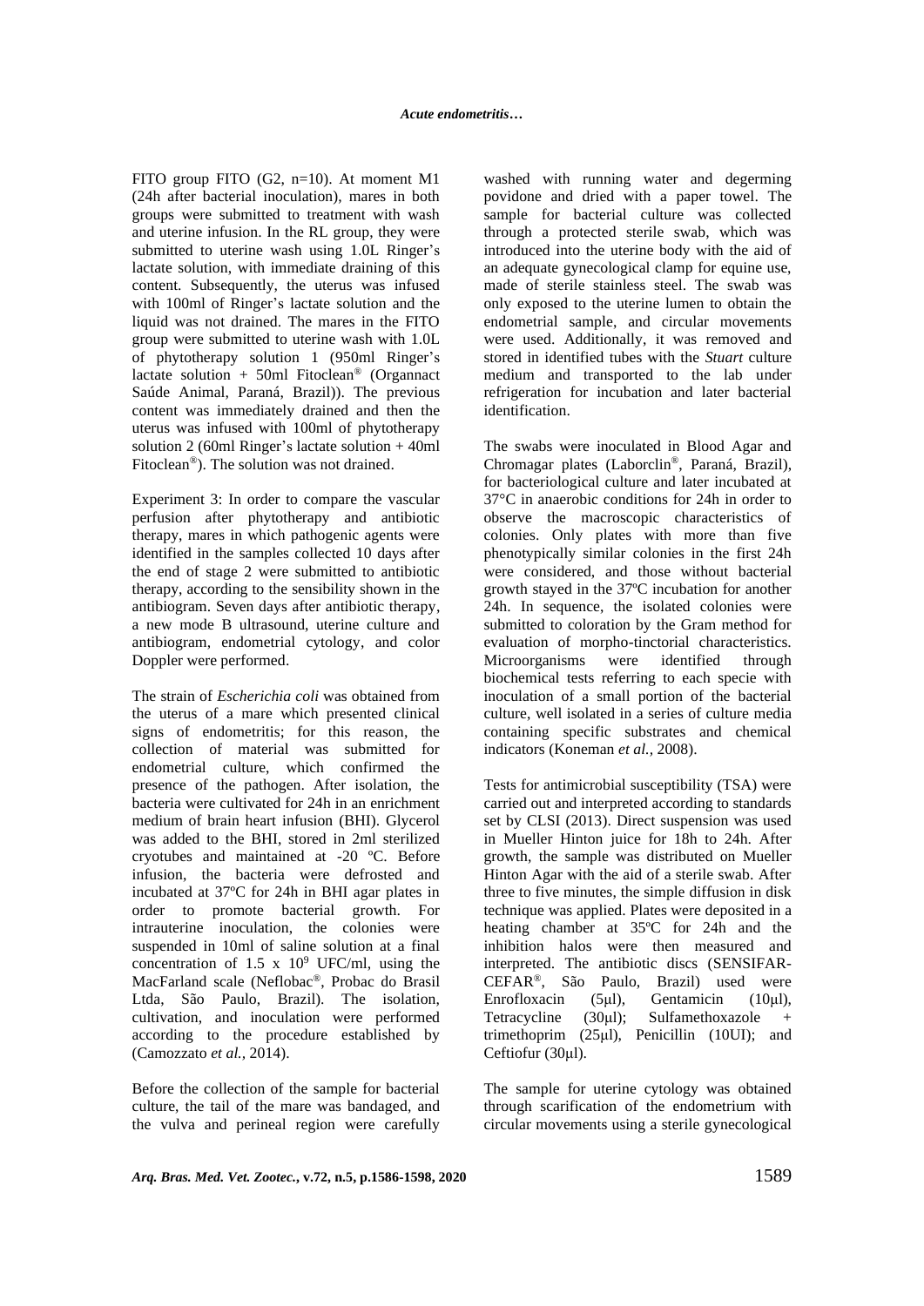FITO group FITO (G2, n=10). At moment M1 (24h after bacterial inoculation), mares in both groups were submitted to treatment with wash and uterine infusion. In the RL group, they were submitted to uterine wash using 1.0L Ringer's lactate solution, with immediate draining of this content. Subsequently, the uterus was infused with 100ml of Ringer's lactate solution and the liquid was not drained. The mares in the FITO group were submitted to uterine wash with 1.0L of phytotherapy solution 1 (950ml Ringer's lactate solution + 50ml Fitoclean® (Organnact Saúde Animal, Paraná, Brazil)). The previous content was immediately drained and then the uterus was infused with 100ml of phytotherapy solution 2 (60ml Ringer's lactate solution + 40ml Fitoclean®). The solution was not drained.

Experiment 3: In order to compare the vascular perfusion after phytotherapy and antibiotic therapy, mares in which pathogenic agents were identified in the samples collected 10 days after the end of stage 2 were submitted to antibiotic therapy, according to the sensibility shown in the antibiogram. Seven days after antibiotic therapy, a new mode B ultrasound, uterine culture and antibiogram, endometrial cytology, and color Doppler were performed.

The strain of *Escherichia coli* was obtained from the uterus of a mare which presented clinical signs of endometritis; for this reason, the collection of material was submitted for endometrial culture, which confirmed the presence of the pathogen. After isolation, the bacteria were cultivated for 24h in an enrichment medium of brain heart infusion (BHI). Glycerol was added to the BHI, stored in 2ml sterilized cryotubes and maintained at -20 ºC. Before infusion, the bacteria were defrosted and incubated at 37ºC for 24h in BHI agar plates in order to promote bacterial growth. For intrauterine inoculation, the colonies were suspended in 10ml of saline solution at a final concentration of $1.5 \times 10^9$ UFC/ml, using the MacFarland scale (Neflobac®, Probac do Brasil Ltda, São Paulo, Brazil). The isolation, cultivation, and inoculation were performed according to the procedure established by (Camozzato *et al.*, 2014).

Before the collection of the sample for bacterial culture, the tail of the mare was bandaged, and the vulva and perineal region were carefully washed with running water and degerming povidone and dried with a paper towel. The sample for bacterial culture was collected through a protected sterile swab, which was introduced into the uterine body with the aid of an adequate gynecological clamp for equine use, made of sterile stainless steel. The swab was only exposed to the uterine lumen to obtain the endometrial sample, and circular movements were used. Additionally, it was removed and stored in identified tubes with the *Stuart* culture medium and transported to the lab under refrigeration for incubation and later bacterial identification.

The swabs were inoculated in Blood Agar and Chromagar plates (Laborclin®, Paraná, Brazil), for bacteriological culture and later incubated at 37°C in anaerobic conditions for 24h in order to observe the macroscopic characteristics of colonies. Only plates with more than five phenotypically similar colonies in the first 24h were considered, and those without bacterial growth stayed in the 37ºC incubation for another 24h. In sequence, the isolated colonies were submitted to coloration by the Gram method for evaluation of morpho-tinctorial characteristics. Microorganisms were identified through biochemical tests referring to each specie with inoculation of a small portion of the bacterial culture, well isolated in a series of culture media containing specific substrates and chemical indicators (Koneman *et al.*, 2008).

Tests for antimicrobial susceptibility (TSA) were carried out and interpreted according to standards set by CLSI (2013). Direct suspension was used in Mueller Hinton juice for 18h to 24h. After growth, the sample was distributed on Mueller Hinton Agar with the aid of a sterile swab. After three to five minutes, the simple diffusion in disk technique was applied. Plates were deposited in a heating chamber at 35ºC for 24h and the inhibition halos were then measured and interpreted. The antibiotic discs (SENSIFAR-CEFAR®, São Paulo, Brazil) used were Enrofloxacin (5µl), Gentamicin (10µl), Tetracycline (30µl); Sulfamethoxazole + trimethoprim (25µl), Penicillin (10UI); and Ceftiofur (30µl).

The sample for uterine cytology was obtained through scarification of the endometrium with circular movements using a sterile gynecological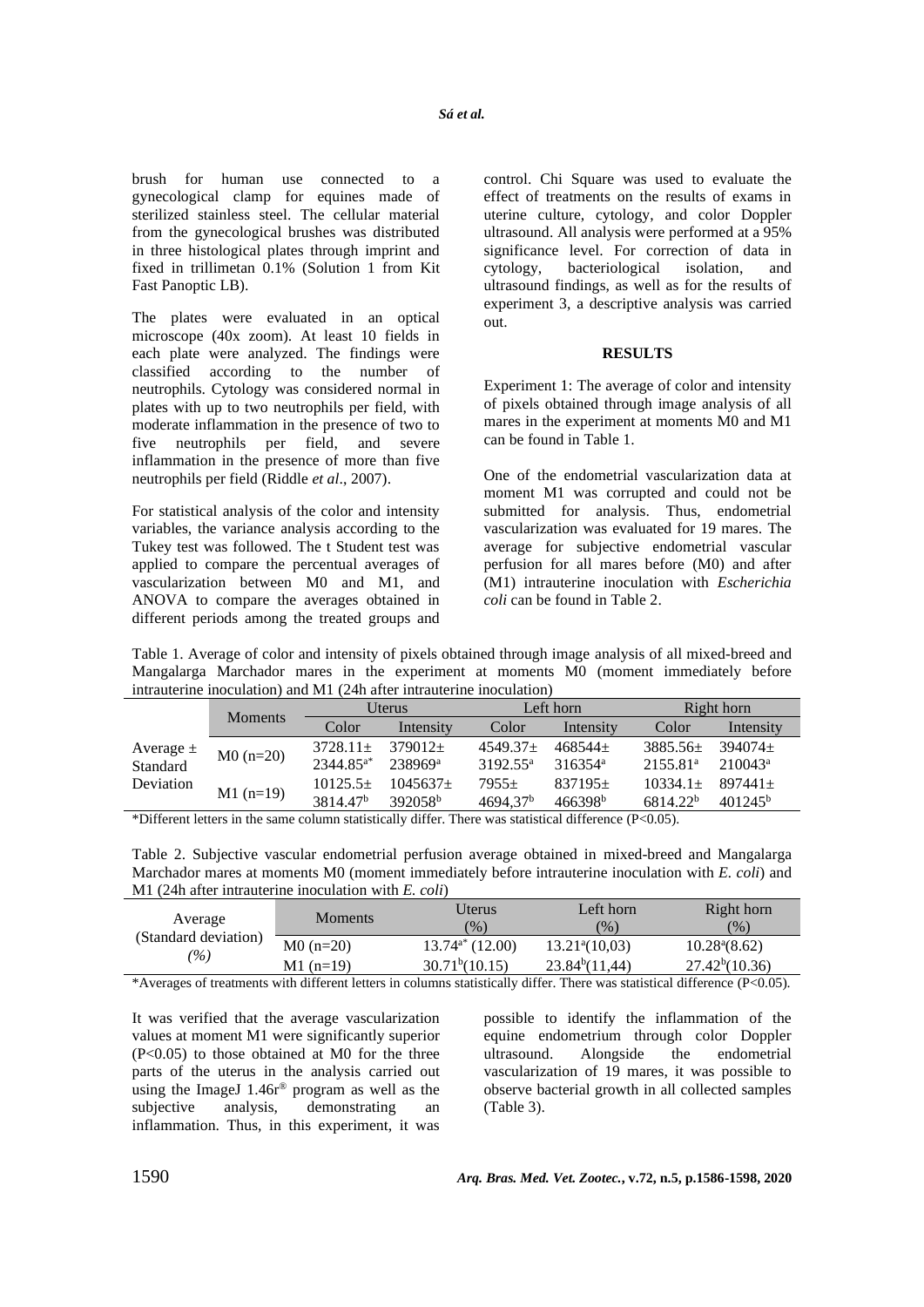brush for human use connected to a gynecological clamp for equines made of sterilized stainless steel. The cellular material from the gynecological brushes was distributed in three histological plates through imprint and fixed in trillimetan 0.1% (Solution 1 from Kit Fast Panoptic LB).

The plates were evaluated in an optical microscope (40x zoom). At least 10 fields in each plate were analyzed. The findings were classified according to the number of neutrophils. Cytology was considered normal in plates with up to two neutrophils per field, with moderate inflammation in the presence of two to five neutrophils per field, and severe inflammation in the presence of more than five neutrophils per field (Riddle *et al*., 2007).

For statistical analysis of the color and intensity variables, the variance analysis according to the Tukey test was followed. The t Student test was applied to compare the percentual averages of vascularization between M0 and M1, and ANOVA to compare the averages obtained in different periods among the treated groups and control. Chi Square was used to evaluate the effect of treatments on the results of exams in uterine culture, cytology, and color Doppler ultrasound. All analysis were performed at a 95% significance level. For correction of data in cytology, bacteriological isolation, and ultrasound findings, as well as for the results of experiment 3, a descriptive analysis was carried out.

## RESULTS

Experiment 1: The average of color and intensity of pixels obtained through image analysis of all mares in the experiment at moments M0 and M1 can be found in Table 1.

One of the endometrial vascularization data at moment M1 was corrupted and could not be submitted for analysis. Thus, endometrial vascularization was evaluated for 19 mares. The average for subjective endometrial vascular perfusion for all mares before (M0) and after (M1) intrauterine inoculation with *Escherichia coli* can be found in Table 2.

Table 1. Average of color and intensity of pixels obtained through image analysis of all mixed-breed and Mangalarga Marchador mares in the experiment at moments M0 (moment immediately before intrauterine inoculation) and M1 (24h after intrauterine inoculation)

| | Moments | Uterus | | Left horn | | Right horn | |
|---|---|---|---|---|---|---|---|
| | | Color | Intensity | Color | Intensity | Color | Intensity |
| Average ± Standard Deviation | M0 (n=20) | 3728.11± 2344.85[a*] | 379012± 238969[a] | 4549.37± 3192.55[a] | 468544± 316354[a] | 3885.56± 2155.81[a] | 394074± 210043[a] |
| | M1 (n=19) | 10125.5± 3814.47[b] | 1045637± 392058[b] | 7955± 4694,37[b] | 837195± 466398[b] | 10334.1± 6814.22[b] | 897441± 401245[b] |

*Different letters in the same column statistically differ. There was statistical difference (P<0.05).

Table 2. Subjective vascular endometrial perfusion average obtained in mixed-breed and Mangalarga Marchador mares at moments M0 (moment immediately before intrauterine inoculation with *E. coli*) and M1 (24h after intrauterine inoculation with *E. coli*)

| Average (Standard deviation) *(%)* | Moments | Uterus (%) | Left horn (%) | Right horn (%) |
|---|---|---|---|---|
| | M0 (n=20) | 13.74[a*] (12.00) | 13.21[a](10,03) | 10.28[a](8.62) |
| | M1 (n=19) | 30.71[b](10.15) | 23.84[b](11,44) | 27.42[b](10.36) |

*Averages of treatments with different letters in columns statistically differ. There was statistical difference (P<0.05).

It was verified that the average vascularization values at moment M1 were significantly superior (P<0.05) to those obtained at M0 for the three parts of the uterus in the analysis carried out using the ImageJ 1.46r® program as well as the subjective analysis, demonstrating an inflammation. Thus, in this experiment, it was possible to identify the inflammation of the equine endometrium through color Doppler ultrasound. Alongside the endometrial vascularization of 19 mares, it was possible to observe bacterial growth in all collected samples (Table 3).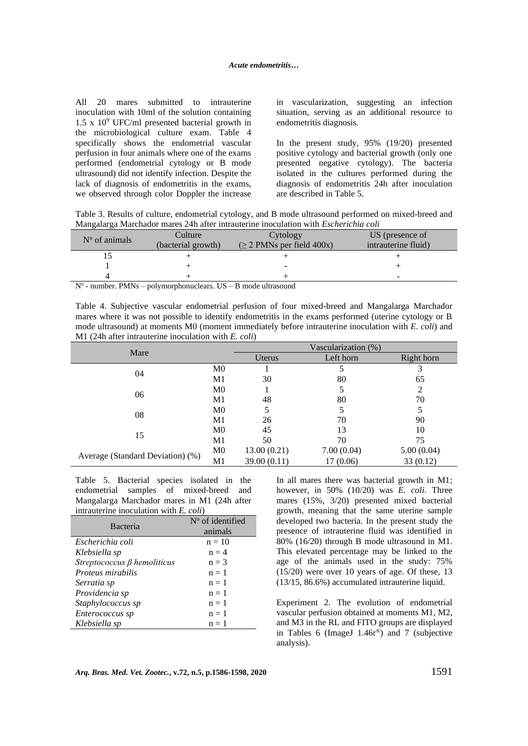All 20 mares submitted to intrauterine inoculation with 10ml of the solution containing $1.5 \times 10^9$ UFC/ml presented bacterial growth in the microbiological culture exam. Table 4 specifically shows the endometrial vascular perfusion in four animals where one of the exams performed (endometrial cytology or B mode ultrasound) did not identify infection. Despite the lack of diagnosis of endometritis in the exams, we observed through color Doppler the increase in vascularization, suggesting an infection situation, serving as an additional resource to endometritis diagnosis.

In the present study, 95% (19/20) presented positive cytology and bacterial growth (only one presented negative cytology). The bacteria isolated in the cultures performed during the diagnosis of endometritis 24h after inoculation are described in Table 5.

Table 3. Results of culture, endometrial cytology, and B mode ultrasound performed on mixed-breed and Mangalarga Marchador mares 24h after intrauterine inoculation with *Escherichia coli*

| Nº of animals | Culture (bacterial growth) | Cytology (≥ 2 PMNs per field 400x) | US (presence of intrauterine fluid) |
|---|---|---|---|
| 15 | + | + | + |
| 1 | + | - | + |
| 4 | + | + | - |

Nº - number. PMNs – polymorphonuclears. US – B mode ultrasound

Table 4. Subjective vascular endometrial perfusion of four mixed-breed and Mangalarga Marchador mares where it was not possible to identify endometritis in the exams performed (uterine cytology or B mode ultrasound) at moments M0 (moment immediately before intrauterine inoculation with *E. coli*) and M1 (24h after intrauterine inoculation with *E. coli*)

| Mare | | Vascularization (%) | | |
|---|---|---|---|---|
| | | Uterus | Left horn | Right horn |
| 04 | M0 | 1 | 5 | 3 |
| | M1 | 30 | 80 | 65 |
| 06 | M0 | 1 | 5 | 2 |
| | M1 | 48 | 80 | 70 |
| 08 | M0 | 5 | 5 | 5 |
| | M1 | 26 | 70 | 90 |
| 15 | M0 | 45 | 13 | 10 |
| | M1 | 50 | 70 | 75 |
| Average (Standard Deviation) (%) | M0 | 13.00 (0.21) | 7.00 (0.04) | 5.00 (0.04) |
| | M1 | 39.00 (0.11) | 17 (0.06) | 33 (0.12) |

Table 5. Bacterial species isolated in the endometrial samples of mixed-breed and Mangalarga Marchador mares in M1 (24h after intrauterine inoculation with *E. coli*)

| Bacteria | Nº of identified animals |
|---|---|
| *Escherichia coli* | n = 10 |
| *Klebsiella sp* | n = 4 |
| *Streptococcus β hemoliticus* | n = 3 |
| *Proteus mirabilis* | n = 1 |
| *Serratia sp* | n = 1 |
| *Providencia sp* | n = 1 |
| *Staphylococcus sp* | n = 1 |
| *Enterococcus sp* | n = 1 |
| *Klebsiella sp* | n = 1 |

In all mares there was bacterial growth in M1; however, in 50% (10/20) was *E. coli*. Three mares (15%, 3/20) presented mixed bacterial growth, meaning that the same uterine sample developed two bacteria. In the present study the presence of intrauterine fluid was identified in 80% (16/20) through B mode ultrasound in M1. This elevated percentage may be linked to the age of the animals used in the study: 75% (15/20) were over 10 years of age. Of these, 13 (13/15, 86.6%) accumulated intrauterine liquid.

Experiment 2. The evolution of endometrial vascular perfusion obtained at moments M1, M2, and M3 in the RL and FITO groups are displayed in Tables 6 (ImageJ 1.46r®) and 7 (subjective analysis).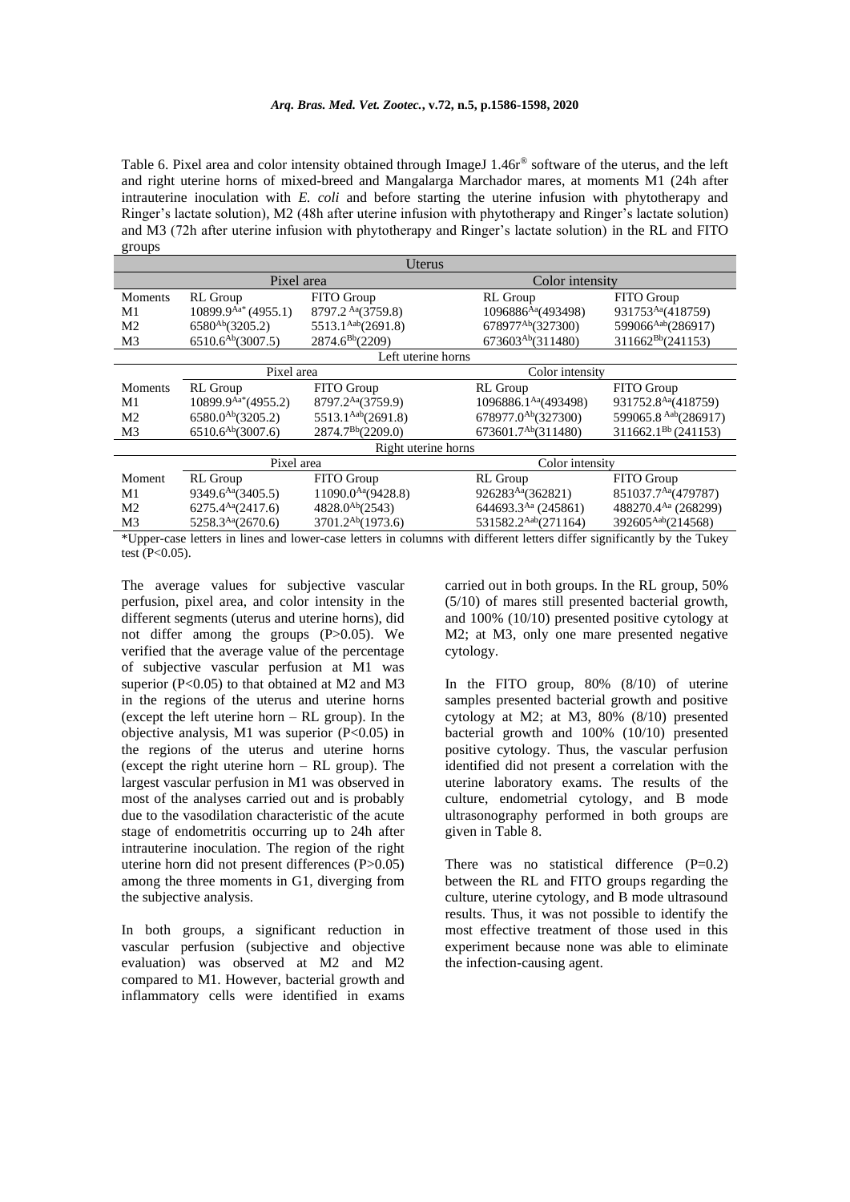Table 6. Pixel area and color intensity obtained through ImageJ 1.46r® software of the uterus, and the left and right uterine horns of mixed-breed and Mangalarga Marchador mares, at moments M1 (24h after intrauterine inoculation with *E. coli* and before starting the uterine infusion with phytotherapy and Ringer's lactate solution), M2 (48h after uterine infusion with phytotherapy and Ringer's lactate solution) and M3 (72h after uterine infusion with phytotherapy and Ringer's lactate solution) in the RL and FITO groups

| Uterus | | | | |
|---|---|---|---|---|
| | Pixel area | | Color intensity | |
| Moments | RL Group | FITO Group | RL Group | FITO Group |
| M1 | 10899.9[Aa*] (4955.1) | 8797.2 [Aa](3759.8) | 1096886[Aa](493498) | 931753[Aa](418759) |
| M2 | 6580[Ab](3205.2) | 5513.1[Aab](2691.8) | 678977[Ab](327300) | 599066[Aab](286917) |
| M3 | 6510.6[Ab](3007.5) | 2874.6[Bb](2209) | 673603[Ab](311480) | 311662[Bb](241153) |
| **Left uterine horns** | | | | |
| | Pixel area | | Color intensity | |
| Moments | RL Group | FITO Group | RL Group | FITO Group |
| M1 | 10899.9[Aa*](4955.2) | 8797.2[Aa](3759.9) | 1096886.1[Aa](493498) | 931752.8[Aa](418759) |
| M2 | 6580.0[Ab](3205.2) | 5513.1[Aab](2691.8) | 678977.0[Ab](327300) | 599065.8 [Aab](286917) |
| M3 | 6510.6[Ab](3007.6) | 2874.7[Bb](2209.0) | 673601.7[Ab](311480) | 311662.1[Bb] (241153) |
| **Right uterine horns** | | | | |
| | Pixel area | | Color intensity | |
| Moment | RL Group | FITO Group | RL Group | FITO Group |
| M1 | 9349.6[Aa](3405.5) | 11090.0[Aa](9428.8) | 926283[Aa](362821) | 851037.7[Aa](479787) |
| M2 | 6275.4[Aa](2417.6) | 4828.0[Ab](2543) | 644693.3[Aa] (245861) | 488270.4[Aa] (268299) |
| M3 | 5258.3[Aa](2670.6) | 3701.2[Ab](1973.6) | 531582.2[Aab](271164) | 392605[Aab](214568) |

*Upper-case letters in lines and lower-case letters in columns with different letters differ significantly by the Tukey test (P<0.05).

The average values for subjective vascular perfusion, pixel area, and color intensity in the different segments (uterus and uterine horns), did not differ among the groups (P>0.05). We verified that the average value of the percentage of subjective vascular perfusion at M1 was superior (P<0.05) to that obtained at M2 and M3 in the regions of the uterus and uterine horns (except the left uterine horn – RL group). In the objective analysis, M1 was superior (P<0.05) in the regions of the uterus and uterine horns (except the right uterine horn – RL group). The largest vascular perfusion in M1 was observed in most of the analyses carried out and is probably due to the vasodilation characteristic of the acute stage of endometritis occurring up to 24h after intrauterine inoculation. The region of the right uterine horn did not present differences (P>0.05) among the three moments in G1, diverging from the subjective analysis.

In both groups, a significant reduction in vascular perfusion (subjective and objective evaluation) was observed at M2 and M2 compared to M1. However, bacterial growth and inflammatory cells were identified in exams carried out in both groups. In the RL group, 50% (5/10) of mares still presented bacterial growth, and 100% (10/10) presented positive cytology at M2; at M3, only one mare presented negative cytology.

In the FITO group, 80% (8/10) of uterine samples presented bacterial growth and positive cytology at M2; at M3, 80% (8/10) presented bacterial growth and 100% (10/10) presented positive cytology. Thus, the vascular perfusion identified did not present a correlation with the uterine laboratory exams. The results of the culture, endometrial cytology, and B mode ultrasonography performed in both groups are given in Table 8.

There was no statistical difference (P=0.2) between the RL and FITO groups regarding the culture, uterine cytology, and B mode ultrasound results. Thus, it was not possible to identify the most effective treatment of those used in this experiment because none was able to eliminate the infection-causing agent.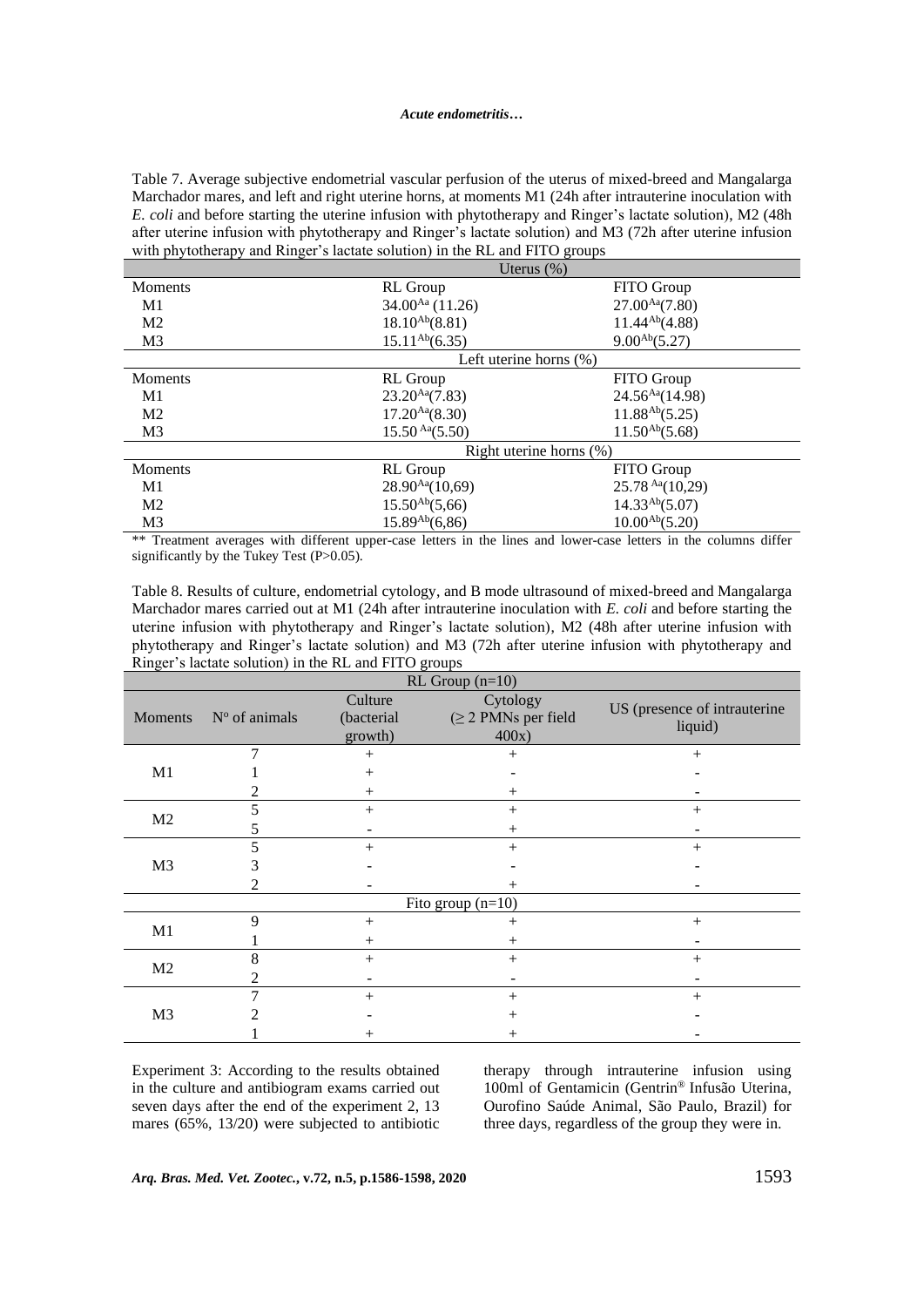Table 7. Average subjective endometrial vascular perfusion of the uterus of mixed-breed and Mangalarga Marchador mares, and left and right uterine horns, at moments M1 (24h after intrauterine inoculation with *E. coli* and before starting the uterine infusion with phytotherapy and Ringer's lactate solution), M2 (48h after uterine infusion with phytotherapy and Ringer's lactate solution) and M3 (72h after uterine infusion with phytotherapy and Ringer's lactate solution) in the RL and FITO groups

| | Uterus (%) | |
|---|---|---|
| Moments | RL Group | FITO Group |
| M1 | $34.00^{Aa}$ (11.26) | $27.00^{Aa}$(7.80) |
| M2 | $18.10^{Ab}$(8.81) | $11.44^{Ab}$(4.88) |
| M3 | $15.11^{Ab}$(6.35) | $9.00^{Ab}$(5.27) |
| | **Left uterine horns (%)** | |
| Moments | RL Group | FITO Group |
| M1 | $23.20^{Aa}$(7.83) | $24.56^{Aa}$(14.98) |
| M2 | $17.20^{Aa}$(8.30) | $11.88^{Ab}$(5.25) |
| M3 | $15.50^{Aa}$(5.50) | $11.50^{Ab}$(5.68) |
| | **Right uterine horns (%)** | |
| Moments | RL Group | FITO Group |
| M1 | $28.90^{Aa}$(10,69) | $25.78^{Aa}$(10,29) |
| M2 | $15.50^{Ab}$(5,66) | $14.33^{Ab}$(5.07) |
| M3 | $15.89^{Ab}$(6,86) | $10.00^{Ab}$(5.20) |

** Treatment averages with different upper-case letters in the lines and lower-case letters in the columns differ significantly by the Tukey Test (P>0.05).

Table 8. Results of culture, endometrial cytology, and B mode ultrasound of mixed-breed and Mangalarga Marchador mares carried out at M1 (24h after intrauterine inoculation with *E. coli* and before starting the uterine infusion with phytotherapy and Ringer's lactate solution), M2 (48h after uterine infusion with phytotherapy and Ringer's lactate solution) and M3 (72h after uterine infusion with phytotherapy and Ringer's lactate solution) in the RL and FITO groups

| | | RL Group (n=10) | | |
|---|---|---|---|---|
| Moments | Nº of animals | Culture (bacterial growth) | Cytology (≥ 2 PMNs per field 400x) | US (presence of intrauterine liquid) |
| M1 | 7 | + | + | + |
| | 1 | + | - | - |
| | 2 | + | + | - |
| M2 | 5 | + | + | + |
| | 5 | - | + | - |
| M3 | 5 | + | + | + |
| | 3 | - | - | - |
| | 2 | - | + | - |
| | | **Fito group (n=10)** | | |
| M1 | 9 | + | + | + |
| | 1 | + | + | - |
| M2 | 8 | + | + | + |
| | 2 | - | - | - |
| M3 | 7 | + | + | + |
| | 2 | - | + | - |
| | 1 | + | + | - |

Experiment 3: According to the results obtained in the culture and antibiogram exams carried out seven days after the end of the experiment 2, 13 mares (65%, 13/20) were subjected to antibiotic therapy through intrauterine infusion using 100ml of Gentamicin (Gentrin® Infusão Uterina, Ourofino Saúde Animal, São Paulo, Brazil) for three days, regardless of the group they were in.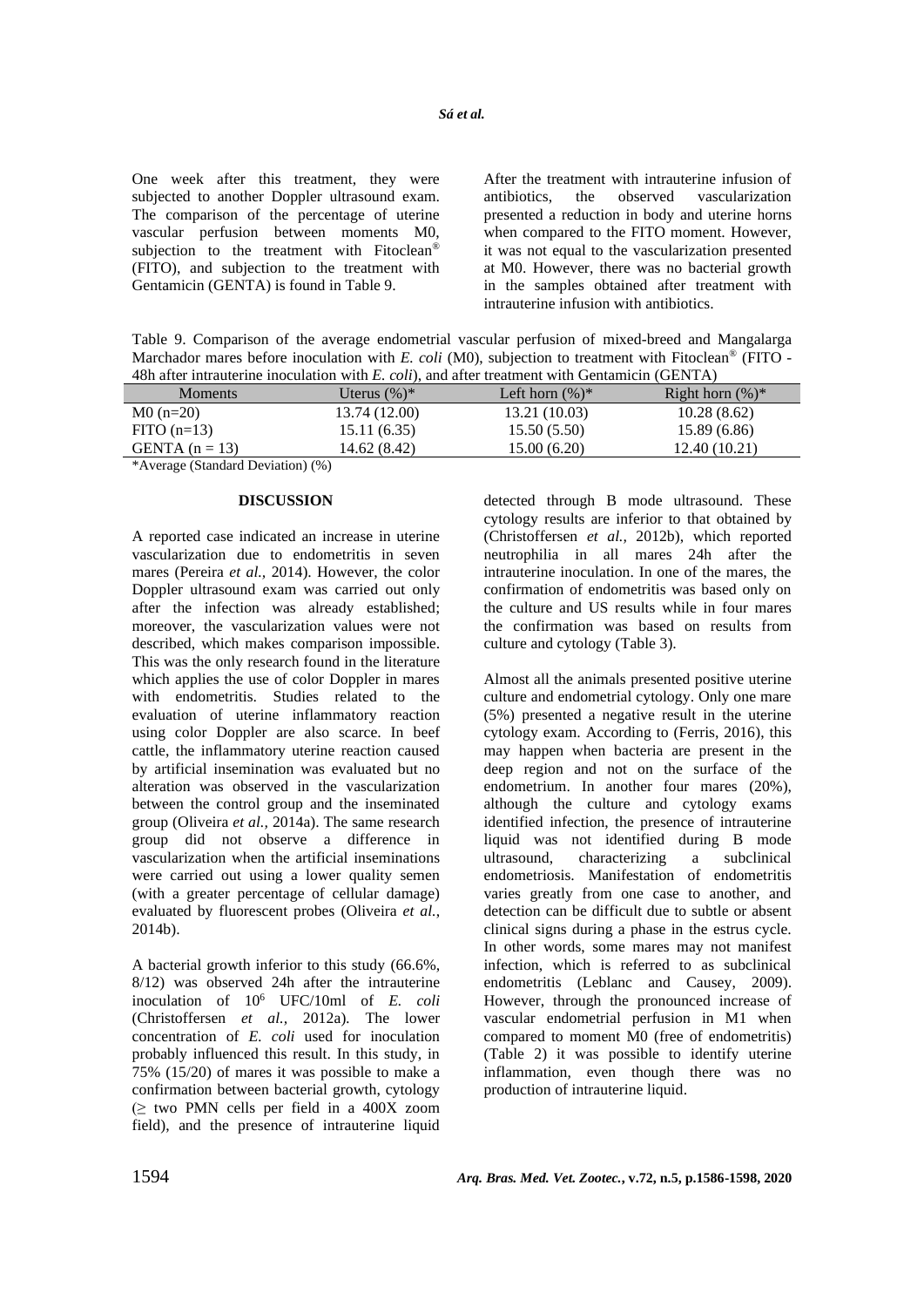One week after this treatment, they were subjected to another Doppler ultrasound exam. The comparison of the percentage of uterine vascular perfusion between moments M0, subjection to the treatment with Fitoclean® (FITO), and subjection to the treatment with Gentamicin (GENTA) is found in Table 9.

After the treatment with intrauterine infusion of antibiotics, the observed vascularization presented a reduction in body and uterine horns when compared to the FITO moment. However, it was not equal to the vascularization presented at M0. However, there was no bacterial growth in the samples obtained after treatment with intrauterine infusion with antibiotics.

Table 9. Comparison of the average endometrial vascular perfusion of mixed-breed and Mangalarga Marchador mares before inoculation with *E. coli* (M0), subjection to treatment with Fitoclean® (FITO - 48h after intrauterine inoculation with *E. coli*), and after treatment with Gentamicin (GENTA)

| Moments | Uterus (%)* | Left horn (%)* | Right horn (%)* |
|---|---|---|---|
| M0 (n=20) | 13.74 (12.00) | 13.21 (10.03) | 10.28 (8.62) |
| FITO (n=13) | 15.11 (6.35) | 15.50 (5.50) | 15.89 (6.86) |
| GENTA (n = 13) | 14.62 (8.42) | 15.00 (6.20) | 12.40 (10.21) |

*Average (Standard Deviation) (%)

## DISCUSSION

A reported case indicated an increase in uterine vascularization due to endometritis in seven mares (Pereira *et al.*, 2014). However, the color Doppler ultrasound exam was carried out only after the infection was already established; moreover, the vascularization values were not described, which makes comparison impossible. This was the only research found in the literature which applies the use of color Doppler in mares with endometritis. Studies related to the evaluation of uterine inflammatory reaction using color Doppler are also scarce. In beef cattle, the inflammatory uterine reaction caused by artificial insemination was evaluated but no alteration was observed in the vascularization between the control group and the inseminated group (Oliveira *et al.*, 2014a). The same research group did not observe a difference in vascularization when the artificial inseminations were carried out using a lower quality semen (with a greater percentage of cellular damage) evaluated by fluorescent probes (Oliveira *et al.*, 2014b).

A bacterial growth inferior to this study (66.6%, 8/12) was observed 24h after the intrauterine inoculation of $10^6$ UFC/10ml of *E. coli* (Christoffersen *et al.*, 2012a). The lower concentration of *E. coli* used for inoculation probably influenced this result. In this study, in 75% (15/20) of mares it was possible to make a confirmation between bacterial growth, cytology ($\geq$ two PMN cells per field in a 400X zoom field), and the presence of intrauterine liquid detected through B mode ultrasound. These cytology results are inferior to that obtained by (Christoffersen *et al.*, 2012b), which reported neutrophilia in all mares 24h after the intrauterine inoculation. In one of the mares, the confirmation of endometritis was based only on the culture and US results while in four mares the confirmation was based on results from culture and cytology (Table 3).

Almost all the animals presented positive uterine culture and endometrial cytology. Only one mare (5%) presented a negative result in the uterine cytology exam. According to (Ferris, 2016), this may happen when bacteria are present in the deep region and not on the surface of the endometrium. In another four mares (20%), although the culture and cytology exams identified infection, the presence of intrauterine liquid was not identified during B mode ultrasound, characterizing a subclinical endometriosis. Manifestation of endometritis varies greatly from one case to another, and detection can be difficult due to subtle or absent clinical signs during a phase in the estrus cycle. In other words, some mares may not manifest infection, which is referred to as subclinical endometritis (Leblanc and Causey, 2009). However, through the pronounced increase of vascular endometrial perfusion in M1 when compared to moment M0 (free of endometritis) (Table 2) it was possible to identify uterine inflammation, even though there was no production of intrauterine liquid.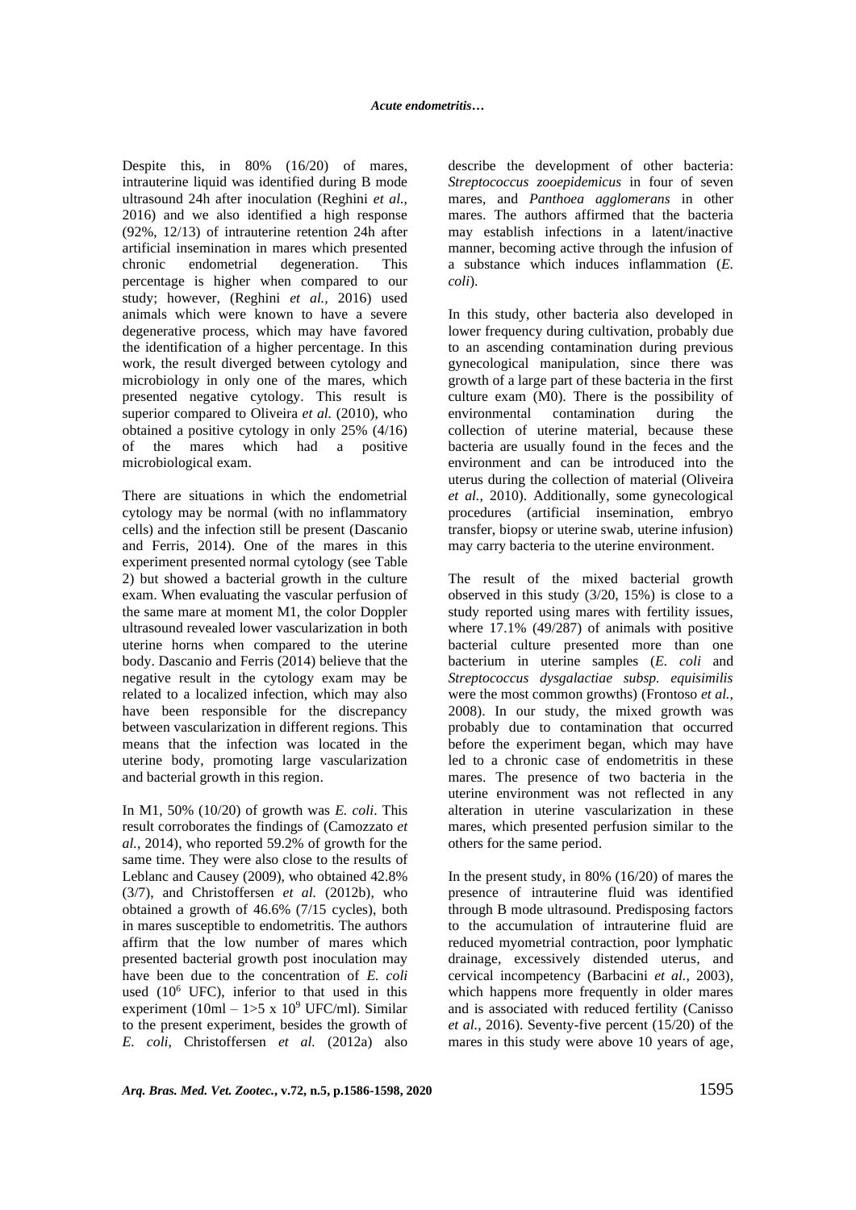Despite this, in 80% (16/20) of mares, intrauterine liquid was identified during B mode ultrasound 24h after inoculation (Reghini *et al.,* 2016) and we also identified a high response (92%, 12/13) of intrauterine retention 24h after artificial insemination in mares which presented chronic endometrial degeneration. This percentage is higher when compared to our study; however, (Reghini *et al.,* 2016) used animals which were known to have a severe degenerative process, which may have favored the identification of a higher percentage. In this work, the result diverged between cytology and microbiology in only one of the mares, which presented negative cytology. This result is superior compared to Oliveira *et al.* (2010), who obtained a positive cytology in only 25% (4/16) of the mares which had a positive microbiological exam.

There are situations in which the endometrial cytology may be normal (with no inflammatory cells) and the infection still be present (Dascanio and Ferris, 2014). One of the mares in this experiment presented normal cytology (see Table 2) but showed a bacterial growth in the culture exam. When evaluating the vascular perfusion of the same mare at moment M1, the color Doppler ultrasound revealed lower vascularization in both uterine horns when compared to the uterine body. Dascanio and Ferris (2014) believe that the negative result in the cytology exam may be related to a localized infection, which may also have been responsible for the discrepancy between vascularization in different regions. This means that the infection was located in the uterine body, promoting large vascularization and bacterial growth in this region.

In M1, 50% (10/20) of growth was *E. coli*. This result corroborates the findings of (Camozzato *et al.*, 2014), who reported 59.2% of growth for the same time. They were also close to the results of Leblanc and Causey (2009), who obtained 42.8% (3/7), and Christoffersen *et al.* (2012b), who obtained a growth of 46.6% (7/15 cycles), both in mares susceptible to endometritis. The authors affirm that the low number of mares which presented bacterial growth post inoculation may have been due to the concentration of *E. coli* used ($10^6$ UFC), inferior to that used in this experiment (10ml – 1>5 x $10^9$ UFC/ml). Similar to the present experiment, besides the growth of *E. coli*, Christoffersen *et al.* (2012a) also describe the development of other bacteria: *Streptococcus zooepidemicus* in four of seven mares, and *Panthoea agglomerans* in other mares. The authors affirmed that the bacteria may establish infections in a latent/inactive manner, becoming active through the infusion of a substance which induces inflammation (*E. coli*).

In this study, other bacteria also developed in lower frequency during cultivation, probably due to an ascending contamination during previous gynecological manipulation, since there was growth of a large part of these bacteria in the first culture exam (M0). There is the possibility of environmental contamination during the collection of uterine material, because these bacteria are usually found in the feces and the environment and can be introduced into the uterus during the collection of material (Oliveira *et al.,* 2010). Additionally, some gynecological procedures (artificial insemination, embryo transfer, biopsy or uterine swab, uterine infusion) may carry bacteria to the uterine environment.

The result of the mixed bacterial growth observed in this study (3/20, 15%) is close to a study reported using mares with fertility issues, where 17.1% (49/287) of animals with positive bacterial culture presented more than one bacterium in uterine samples (*E. coli* and *Streptococcus dysgalactiae subsp. equisimilis* were the most common growths) (Frontoso *et al.,* 2008). In our study, the mixed growth was probably due to contamination that occurred before the experiment began, which may have led to a chronic case of endometritis in these mares. The presence of two bacteria in the uterine environment was not reflected in any alteration in uterine vascularization in these mares, which presented perfusion similar to the others for the same period.

In the present study, in 80% (16/20) of mares the presence of intrauterine fluid was identified through B mode ultrasound. Predisposing factors to the accumulation of intrauterine fluid are reduced myometrial contraction, poor lymphatic drainage, excessively distended uterus, and cervical incompetency (Barbacini *et al.,* 2003), which happens more frequently in older mares and is associated with reduced fertility (Canisso *et al.*, 2016). Seventy-five percent (15/20) of the mares in this study were above 10 years of age,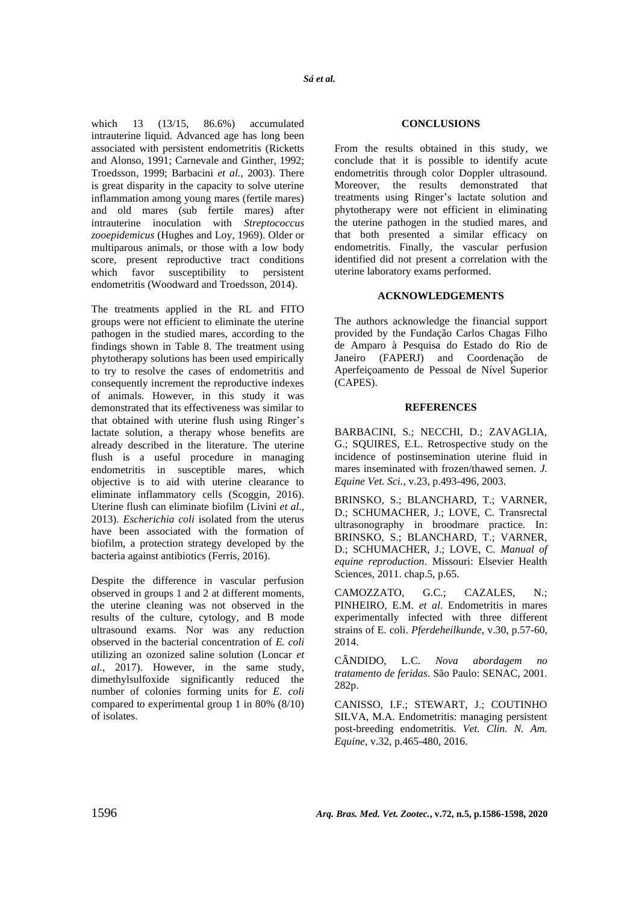which 13 (13/15, 86.6%) accumulated intrauterine liquid. Advanced age has long been associated with persistent endometritis (Ricketts and Alonso, 1991; Carnevale and Ginther, 1992; Troedsson, 1999; Barbacini *et al.*, 2003). There is great disparity in the capacity to solve uterine inflammation among young mares (fertile mares) and old mares (sub fertile mares) after intrauterine inoculation with *Streptococcus zooepidemicus* (Hughes and Loy, 1969). Older or multiparous animals, or those with a low body score, present reproductive tract conditions which favor susceptibility to persistent endometritis (Woodward and Troedsson, 2014).

The treatments applied in the RL and FITO groups were not efficient to eliminate the uterine pathogen in the studied mares, according to the findings shown in Table 8. The treatment using phytotherapy solutions has been used empirically to try to resolve the cases of endometritis and consequently increment the reproductive indexes of animals. However, in this study it was demonstrated that its effectiveness was similar to that obtained with uterine flush using Ringer's lactate solution, a therapy whose benefits are already described in the literature. The uterine flush is a useful procedure in managing endometritis in susceptible mares, which objective is to aid with uterine clearance to eliminate inflammatory cells (Scoggin, 2016). Uterine flush can eliminate biofilm (Livini *et al.*, 2013). *Escherichia coli* isolated from the uterus have been associated with the formation of biofilm, a protection strategy developed by the bacteria against antibiotics (Ferris, 2016).

Despite the difference in vascular perfusion observed in groups 1 and 2 at different moments, the uterine cleaning was not observed in the results of the culture, cytology, and B mode ultrasound exams. Nor was any reduction observed in the bacterial concentration of *E. coli* utilizing an ozonized saline solution (Loncar *et al.*, 2017). However, in the same study, dimethylsulfoxide significantly reduced the number of colonies forming units for *E. coli* compared to experimental group 1 in 80% (8/10) of isolates.

## CONCLUSIONS

From the results obtained in this study, we conclude that it is possible to identify acute endometritis through color Doppler ultrasound. Moreover, the results demonstrated that treatments using Ringer's lactate solution and phytotherapy were not efficient in eliminating the uterine pathogen in the studied mares, and that both presented a similar efficacy on endometritis. Finally, the vascular perfusion identified did not present a correlation with the uterine laboratory exams performed.

## ACKNOWLEDGEMENTS

The authors acknowledge the financial support provided by the Fundação Carlos Chagas Filho de Amparo à Pesquisa do Estado do Rio de Janeiro (FAPERJ) and Coordenação de Aperfeiçoamento de Pessoal de Nível Superior (CAPES).

## REFERENCES

BARBACINI, S.; NECCHI, D.; ZAVAGLIA, G.; SQUIRES, E.L. Retrospective study on the incidence of postinsemination uterine fluid in mares inseminated with frozen/thawed semen. *J. Equine Vet. Sci.*, v.23, p.493-496, 2003.

BRINSKO, S.; BLANCHARD, T.; VARNER, D.; SCHUMACHER, J.; LOVE, C. Transrectal ultrasonography in broodmare practice. In: BRINSKO, S.; BLANCHARD, T.; VARNER, D.; SCHUMACHER, J.; LOVE, C. *Manual of equine reproduction*. Missouri: Elsevier Health Sciences, 2011. chap.5, p.65.

CAMOZZATO, G.C.; CAZALES, N.; PINHEIRO, E.M. *et al*. Endometritis in mares experimentally infected with three different strains of E. coli. *Pferdeheilkunde*, v.30, p.57-60, 2014.

CÂNDIDO, L.C. *Nova abordagem no tratamento de feridas*. São Paulo: SENAC, 2001. 282p.

CANISSO, I.F.; STEWART, J.; COUTINHO SILVA, M.A. Endometritis: managing persistent post-breeding endometritis. *Vet. Clin. N. Am. Equine*, v.32, p.465-480, 2016.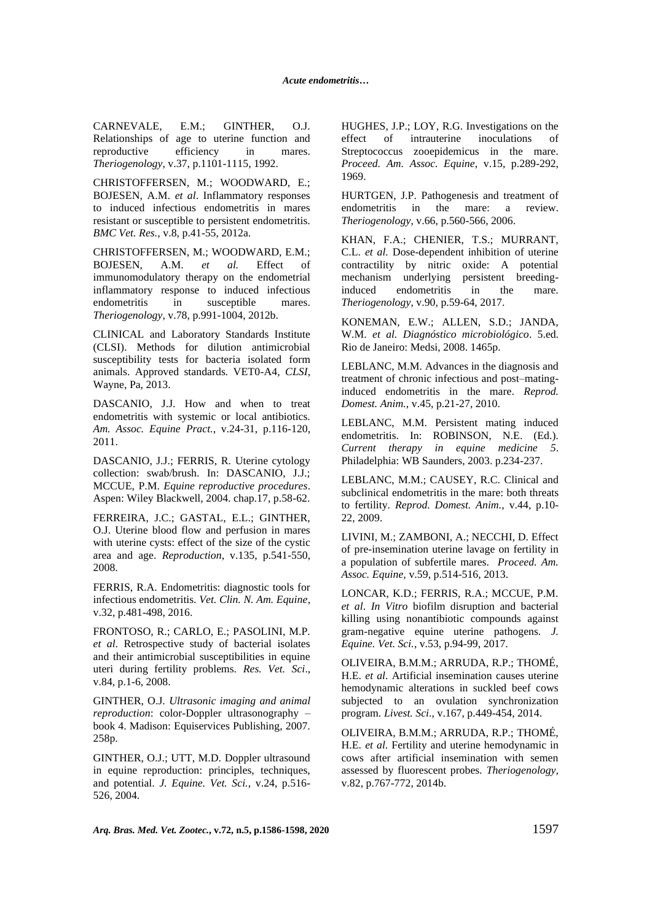CARNEVALE, E.M.; GINTHER, O.J. Relationships of age to uterine function and reproductive efficiency in mares. *Theriogenology*, v.37, p.1101-1115, 1992.

CHRISTOFFERSEN, M.; WOODWARD, E.; BOJESEN, A.M. *et al*. Inflammatory responses to induced infectious endometritis in mares resistant or susceptible to persistent endometritis. *BMC Vet. Res.*, v.8, p.41-55, 2012a.

CHRISTOFFERSEN, M.; WOODWARD, E.M.; BOJESEN, A.M. *et al.* Effect of immunomodulatory therapy on the endometrial inflammatory response to induced infectious endometritis in susceptible mares. *Theriogenology*, v.78, p.991-1004, 2012b.

CLINICAL and Laboratory Standards Institute (CLSI). Methods for dilution antimicrobial susceptibility tests for bacteria isolated form animals. Approved standards. VET0-A4, *CLSI*, Wayne, Pa, 2013.

DASCANIO, J.J. How and when to treat endometritis with systemic or local antibiotics. *Am. Assoc. Equine Pract.*, v.24-31, p.116-120, 2011.

DASCANIO, J.J.; FERRIS, R. Uterine cytology collection: swab/brush. In: DASCANIO, J.J.; MCCUE, P.M. *Equine reproductive procedures*. Aspen: Wiley Blackwell, 2004. chap.17, p.58-62.

FERREIRA, J.C.; GASTAL, E.L.; GINTHER, O.J. Uterine blood flow and perfusion in mares with uterine cysts: effect of the size of the cystic area and age. *Reproduction*, v.135, p.541-550, 2008.

FERRIS, R.A. Endometritis: diagnostic tools for infectious endometritis. *Vet. Clin. N. Am. Equine*, v.32, p.481-498, 2016.

FRONTOSO, R.; CARLO, E.; PASOLINI, M.P. *et al*. Retrospective study of bacterial isolates and their antimicrobial susceptibilities in equine uteri during fertility problems. *Res. Vet. Sci*., v.84, p.1-6, 2008.

GINTHER, O.J. *Ultrasonic imaging and animal reproduction*: color-Doppler ultrasonography – book 4. Madison: Equiservices Publishing, 2007. 258p.

GINTHER, O.J.; UTT, M.D. Doppler ultrasound in equine reproduction: principles, techniques, and potential. *J. Equine. Vet. Sci.*, v.24, p.516-526, 2004.

HUGHES, J.P.; LOY, R.G. Investigations on the effect of intrauterine inoculations of Streptococcus zooepidemicus in the mare. *Proceed. Am. Assoc. Equine*, v.15, p.289-292, 1969.

HURTGEN, J.P. Pathogenesis and treatment of endometritis in the mare: a review. *Theriogenology*, v.66, p.560-566, 2006.

KHAN, F.A.; CHENIER, T.S.; MURRANT, C.L. *et al.* Dose-dependent inhibition of uterine contractility by nitric oxide: A potential mechanism underlying persistent breeding-induced endometritis in the mare. *Theriogenology*, v.90, p.59-64, 2017.

KONEMAN, E.W.; ALLEN, S.D.; JANDA, W.M. *et al. Diagnóstico microbiológico*. 5.ed. Rio de Janeiro: Medsi, 2008. 1465p.

LEBLANC, M.M. Advances in the diagnosis and treatment of chronic infectious and post–mating-induced endometritis in the mare. *Reprod. Domest. Anim.*, v.45, p.21-27, 2010.

LEBLANC, M.M. Persistent mating induced endometritis. In: ROBINSON, N.E. (Ed.). *Current therapy in equine medicine 5*. Philadelphia: WB Saunders, 2003. p.234-237.

LEBLANC, M.M.; CAUSEY, R.C. Clinical and subclinical endometritis in the mare: both threats to fertility. *Reprod. Domest. Anim.*, v.44, p.10-22, 2009.

LIVINI, M.; ZAMBONI, A.; NECCHI, D. Effect of pre-insemination uterine lavage on fertility in a population of subfertile mares. *Proceed. Am. Assoc. Equine*, v.59, p.514-516, 2013.

LONCAR, K.D.; FERRIS, R.A.; MCCUE, P.M. *et al*. *In Vitro* biofilm disruption and bacterial killing using nonantibiotic compounds against gram-negative equine uterine pathogens. *J. Equine. Vet. Sci.*, v.53, p.94-99, 2017.

OLIVEIRA, B.M.M.; ARRUDA, R.P.; THOMÉ, H.E. *et al*. Artificial insemination causes uterine hemodynamic alterations in suckled beef cows subjected to an ovulation synchronization program. *Livest. Sci*., v.167, p.449-454, 2014.

OLIVEIRA, B.M.M.; ARRUDA, R.P.; THOMÉ, H.E. *et al.* Fertility and uterine hemodynamic in cows after artificial insemination with semen assessed by fluorescent probes. *Theriogenology*, v.82, p.767-772, 2014b.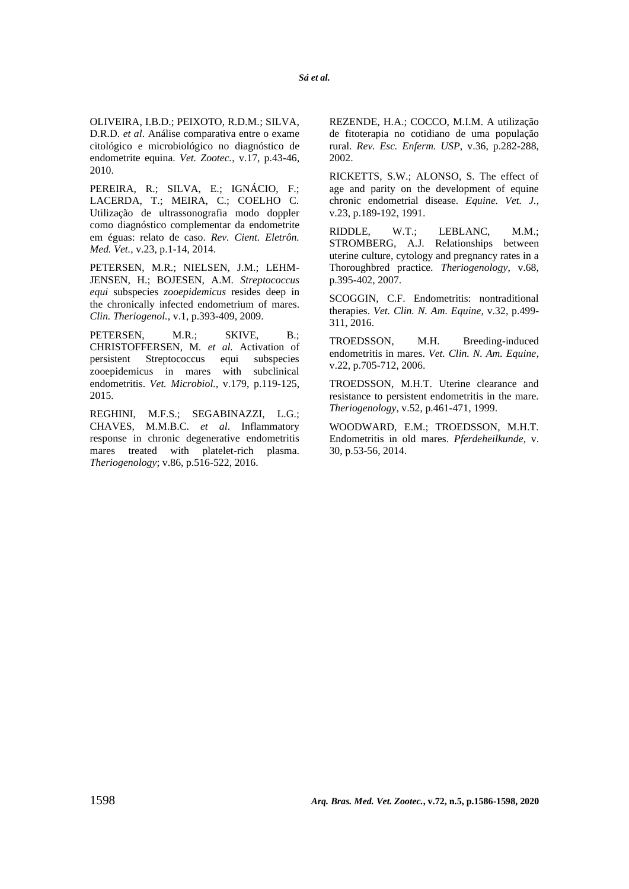OLIVEIRA, I.B.D.; PEIXOTO, R.D.M.; SILVA, D.R.D. *et al*. Análise comparativa entre o exame citológico e microbiológico no diagnóstico de endometrite equina. *Vet. Zootec.*, v.17, p.43-46, 2010.

PEREIRA, R.; SILVA, E.; IGNÁCIO, F.; LACERDA, T.; MEIRA, C.; COELHO C. Utilização de ultrassonografia modo doppler como diagnóstico complementar da endometrite em éguas: relato de caso. *Rev. Cient. Eletrôn. Med. Vet.*, v.23, p.1-14, 2014.

PETERSEN, M.R.; NIELSEN, J.M.; LEHM-JENSEN, H.; BOJESEN, A.M. *Streptococcus equi* subspecies *zooepidemicus* resides deep in the chronically infected endometrium of mares. *Clin. Theriogenol.*, v.1, p.393-409, 2009.

PETERSEN, M.R.; SKIVE, B.; CHRISTOFFERSEN, M. *et al.* Activation of persistent Streptococcus equi subspecies zooepidemicus in mares with subclinical endometritis. *Vet. Microbiol.*, v.179, p.119-125, 2015.

REGHINI, M.F.S.; SEGABINAZZI, L.G.; CHAVES, M.M.B.C. *et al*. Inflammatory response in chronic degenerative endometritis mares treated with platelet-rich plasma. *Theriogenology*; v.86, p.516-522, 2016.

REZENDE, H.A.; COCCO, M.I.M. A utilização de fitoterapia no cotidiano de uma população rural. *Rev. Esc. Enferm. USP*, v.36, p.282-288, 2002.

RICKETTS, S.W.; ALONSO, S. The effect of age and parity on the development of equine chronic endometrial disease. *Equine. Vet. J.*, v.23, p.189-192, 1991.

RIDDLE, W.T.; LEBLANC, M.M.; STROMBERG, A.J. Relationships between uterine culture, cytology and pregnancy rates in a Thoroughbred practice. *Theriogenology*, v.68, p.395-402, 2007.

SCOGGIN, C.F. Endometritis: nontraditional therapies. *Vet. Clin. N. Am. Equine*, v.32, p.499-311, 2016.

TROEDSSON, M.H. Breeding-induced endometritis in mares. *Vet. Clin. N. Am. Equine*, v.22, p.705-712, 2006.

TROEDSSON, M.H.T. Uterine clearance and resistance to persistent endometritis in the mare. *Theriogenology*, v.52, p.461-471, 1999.

WOODWARD, E.M.; TROEDSSON, M.H.T. Endometritis in old mares. *Pferdeheilkunde*, v. 30, p.53-56, 2014.